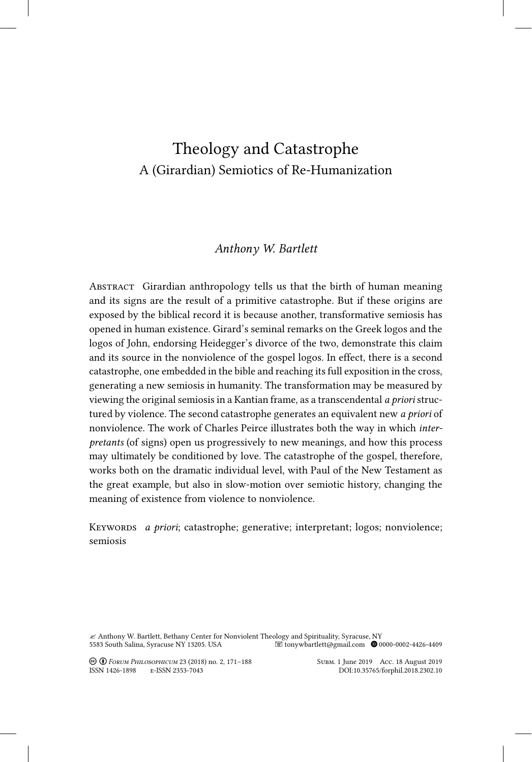# Theology and Catastrophe
## A (Girardian) Semiotics of Re-Humanization

*Anthony W. Bartlett*

Abstract  Girardian anthropology tells us that the birth of human meaning and its signs are the result of a primitive catastrophe. But if these origins are exposed by the biblical record it is because another, transformative semiosis has opened in human existence. Girard's seminal remarks on the Greek logos and the logos of John, endorsing Heidegger's divorce of the two, demonstrate this claim and its source in the nonviolence of the gospel logos. In effect, there is a second catastrophe, one embedded in the bible and reaching its full exposition in the cross, generating a new semiosis in humanity. The transformation may be measured by viewing the original semiosis in a Kantian frame, as a transcendental *a priori* structured by violence. The second catastrophe generates an equivalent new *a priori* of nonviolence. The work of Charles Peirce illustrates both the way in which *interpretants* (of signs) open us progressively to new meanings, and how this process may ultimately be conditioned by love. The catastrophe of the gospel, therefore, works both on the dramatic individual level, with Paul of the New Testament as the great example, but also in slow-motion over semiotic history, changing the meaning of existence from violence to nonviolence.

Keywords  *a priori*; catastrophe; generative; interpretant; logos; nonviolence; semiosis

✍ Anthony W. Bartlett, Bethany Center for Nonviolent Theology and Spirituality, Syracuse, NY
5583 South Salina, Syracuse NY 13205. USA  ✉ tonywbartlett@gmail.com  0000-0002-4426-4409

*Forum Philosophicum* 23 (2018) no. 2, 171–188  Subm. 1 June 2019  Acc. 18 August 2019
ISSN 1426-1898  e-ISSN 2353-7043  DOI:10.35765/forphil.2018.2302.10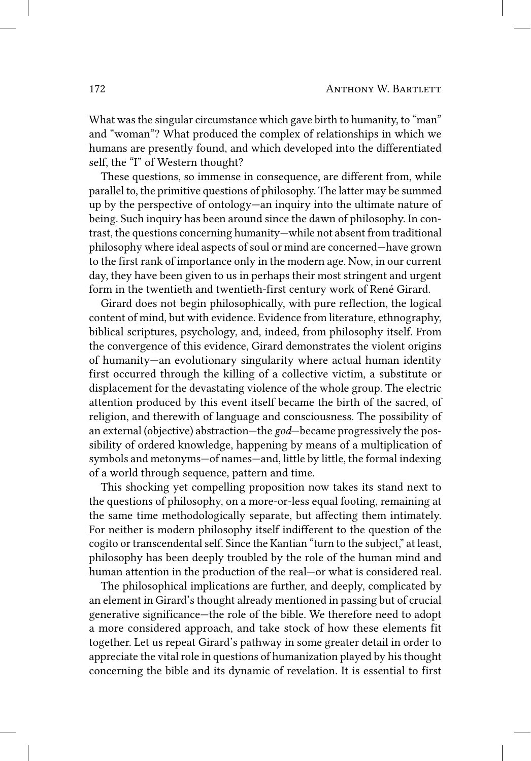What was the singular circumstance which gave birth to humanity, to "man" and "woman"? What produced the complex of relationships in which we humans are presently found, and which developed into the differentiated self, the "I" of Western thought?

These questions, so immense in consequence, are different from, while parallel to, the primitive questions of philosophy. The latter may be summed up by the perspective of ontology—an inquiry into the ultimate nature of being. Such inquiry has been around since the dawn of philosophy. In contrast, the questions concerning humanity—while not absent from traditional philosophy where ideal aspects of soul or mind are concerned—have grown to the first rank of importance only in the modern age. Now, in our current day, they have been given to us in perhaps their most stringent and urgent form in the twentieth and twentieth-first century work of René Girard.

Girard does not begin philosophically, with pure reflection, the logical content of mind, but with evidence. Evidence from literature, ethnography, biblical scriptures, psychology, and, indeed, from philosophy itself. From the convergence of this evidence, Girard demonstrates the violent origins of humanity—an evolutionary singularity where actual human identity first occurred through the killing of a collective victim, a substitute or displacement for the devastating violence of the whole group. The electric attention produced by this event itself became the birth of the sacred, of religion, and therewith of language and consciousness. The possibility of an external (objective) abstraction—the *god*—became progressively the possibility of ordered knowledge, happening by means of a multiplication of symbols and metonyms—of names—and, little by little, the formal indexing of a world through sequence, pattern and time.

This shocking yet compelling proposition now takes its stand next to the questions of philosophy, on a more-or-less equal footing, remaining at the same time methodologically separate, but affecting them intimately. For neither is modern philosophy itself indifferent to the question of the cogito or transcendental self. Since the Kantian "turn to the subject," at least, philosophy has been deeply troubled by the role of the human mind and human attention in the production of the real—or what is considered real.

The philosophical implications are further, and deeply, complicated by an element in Girard's thought already mentioned in passing but of crucial generative significance—the role of the bible. We therefore need to adopt a more considered approach, and take stock of how these elements fit together. Let us repeat Girard's pathway in some greater detail in order to appreciate the vital role in questions of humanization played by his thought concerning the bible and its dynamic of revelation. It is essential to first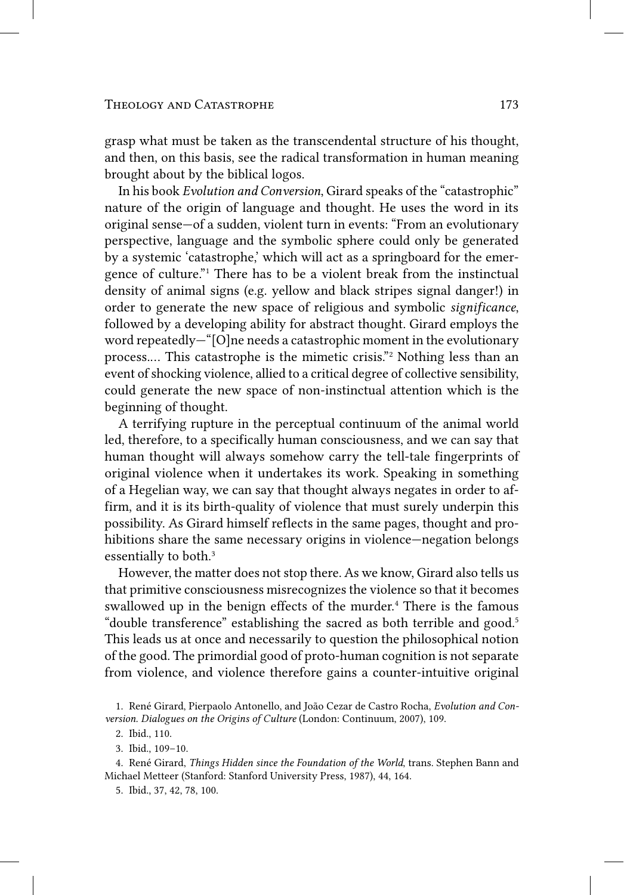grasp what must be taken as the transcendental structure of his thought, and then, on this basis, see the radical transformation in human meaning brought about by the biblical logos.

In his book *Evolution and Conversion*, Girard speaks of the "catastrophic" nature of the origin of language and thought. He uses the word in its original sense—of a sudden, violent turn in events: "From an evolutionary perspective, language and the symbolic sphere could only be generated by a systemic 'catastrophe,' which will act as a springboard for the emergence of culture."[1] There has to be a violent break from the instinctual density of animal signs (e.g. yellow and black stripes signal danger!) in order to generate the new space of religious and symbolic *significance*, followed by a developing ability for abstract thought. Girard employs the word repeatedly—"[O]ne needs a catastrophic moment in the evolutionary process.... This catastrophe is the mimetic crisis."[2] Nothing less than an event of shocking violence, allied to a critical degree of collective sensibility, could generate the new space of non-instinctual attention which is the beginning of thought.

A terrifying rupture in the perceptual continuum of the animal world led, therefore, to a specifically human consciousness, and we can say that human thought will always somehow carry the tell-tale fingerprints of original violence when it undertakes its work. Speaking in something of a Hegelian way, we can say that thought always negates in order to affirm, and it is its birth-quality of violence that must surely underpin this possibility. As Girard himself reflects in the same pages, thought and prohibitions share the same necessary origins in violence—negation belongs essentially to both.[3]

However, the matter does not stop there. As we know, Girard also tells us that primitive consciousness misrecognizes the violence so that it becomes swallowed up in the benign effects of the murder.[4] There is the famous "double transference" establishing the sacred as both terrible and good.[5] This leads us at once and necessarily to question the philosophical notion of the good. The primordial good of proto-human cognition is not separate from violence, and violence therefore gains a counter-intuitive original

1. René Girard, Pierpaolo Antonello, and João Cezar de Castro Rocha, *Evolution and Conversion. Dialogues on the Origins of Culture* (London: Continuum, 2007), 109.

2. Ibid., 110.

3. Ibid., 109–10.

4. René Girard, *Things Hidden since the Foundation of the World*, trans. Stephen Bann and Michael Metteer (Stanford: Stanford University Press, 1987), 44, 164.

5. Ibid., 37, 42, 78, 100.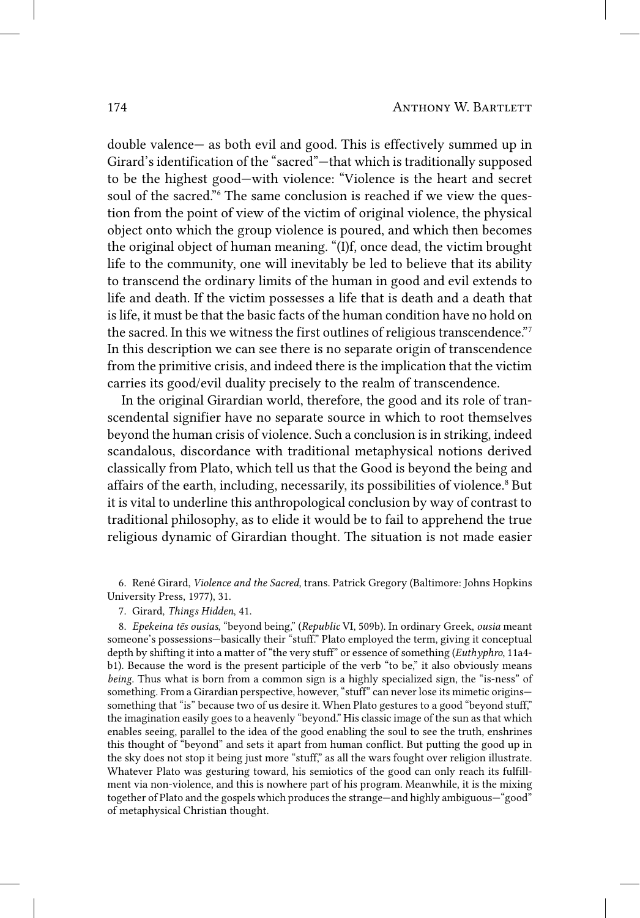double valence— as both evil and good. This is effectively summed up in Girard's identification of the "sacred"—that which is traditionally supposed to be the highest good—with violence: "Violence is the heart and secret soul of the sacred."[6] The same conclusion is reached if we view the question from the point of view of the victim of original violence, the physical object onto which the group violence is poured, and which then becomes the original object of human meaning. "(I)f, once dead, the victim brought life to the community, one will inevitably be led to believe that its ability to transcend the ordinary limits of the human in good and evil extends to life and death. If the victim possesses a life that is death and a death that is life, it must be that the basic facts of the human condition have no hold on the sacred. In this we witness the first outlines of religious transcendence."[7] In this description we can see there is no separate origin of transcendence from the primitive crisis, and indeed there is the implication that the victim carries its good/evil duality precisely to the realm of transcendence.

In the original Girardian world, therefore, the good and its role of transcendental signifier have no separate source in which to root themselves beyond the human crisis of violence. Such a conclusion is in striking, indeed scandalous, discordance with traditional metaphysical notions derived classically from Plato, which tell us that the Good is beyond the being and affairs of the earth, including, necessarily, its possibilities of violence.[8] But it is vital to underline this anthropological conclusion by way of contrast to traditional philosophy, as to elide it would be to fail to apprehend the true religious dynamic of Girardian thought. The situation is not made easier

6. René Girard, *Violence and the Sacred*, trans. Patrick Gregory (Baltimore: Johns Hopkins University Press, 1977), 31.

7. Girard, *Things Hidden*, 41.

8. *Epekeina tēs ousias*, "beyond being," (*Republic* VI, 509b). In ordinary Greek, *ousia* meant someone's possessions—basically their "stuff." Plato employed the term, giving it conceptual depth by shifting it into a matter of "the very stuff" or essence of something (*Euthyphro*, 11a4-b1). Because the word is the present participle of the verb "to be," it also obviously means *being*. Thus what is born from a common sign is a highly specialized sign, the "is-ness" of something. From a Girardian perspective, however, "stuff" can never lose its mimetic origins—something that "is" because two of us desire it. When Plato gestures to a good "beyond stuff," the imagination easily goes to a heavenly "beyond." His classic image of the sun as that which enables seeing, parallel to the idea of the good enabling the soul to see the truth, enshrines this thought of "beyond" and sets it apart from human conflict. But putting the good up in the sky does not stop it being just more "stuff," as all the wars fought over religion illustrate. Whatever Plato was gesturing toward, his semiotics of the good can only reach its fulfillment via non-violence, and this is nowhere part of his program. Meanwhile, it is the mixing together of Plato and the gospels which produces the strange—and highly ambiguous—"good" of metaphysical Christian thought.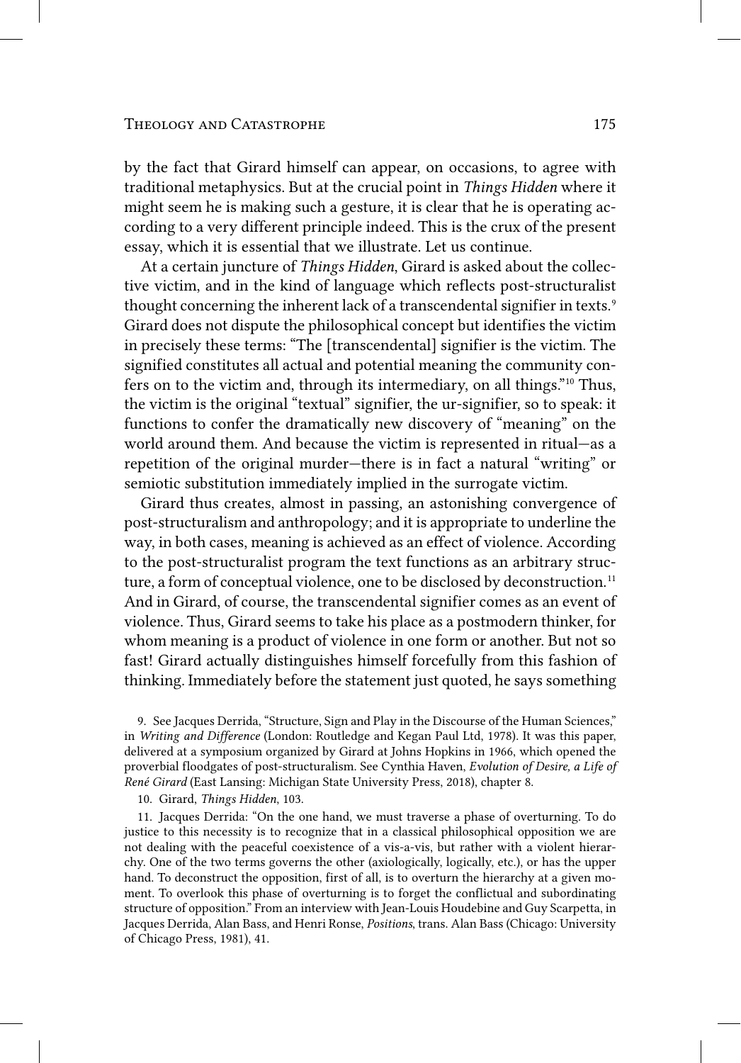by the fact that Girard himself can appear, on occasions, to agree with traditional metaphysics. But at the crucial point in *Things Hidden* where it might seem he is making such a gesture, it is clear that he is operating according to a very different principle indeed. This is the crux of the present essay, which it is essential that we illustrate. Let us continue.

At a certain juncture of *Things Hidden*, Girard is asked about the collective victim, and in the kind of language which reflects post-structuralist thought concerning the inherent lack of a transcendental signifier in texts.[9] Girard does not dispute the philosophical concept but identifies the victim in precisely these terms: "The [transcendental] signifier is the victim. The signified constitutes all actual and potential meaning the community confers on to the victim and, through its intermediary, on all things."[10] Thus, the victim is the original "textual" signifier, the ur-signifier, so to speak: it functions to confer the dramatically new discovery of "meaning" on the world around them. And because the victim is represented in ritual—as a repetition of the original murder—there is in fact a natural "writing" or semiotic substitution immediately implied in the surrogate victim.

Girard thus creates, almost in passing, an astonishing convergence of post-structuralism and anthropology; and it is appropriate to underline the way, in both cases, meaning is achieved as an effect of violence. According to the post-structuralist program the text functions as an arbitrary structure, a form of conceptual violence, one to be disclosed by deconstruction.[11] And in Girard, of course, the transcendental signifier comes as an event of violence. Thus, Girard seems to take his place as a postmodern thinker, for whom meaning is a product of violence in one form or another. But not so fast! Girard actually distinguishes himself forcefully from this fashion of thinking. Immediately before the statement just quoted, he says something

9. See Jacques Derrida, "Structure, Sign and Play in the Discourse of the Human Sciences," in *Writing and Difference* (London: Routledge and Kegan Paul Ltd, 1978). It was this paper, delivered at a symposium organized by Girard at Johns Hopkins in 1966, which opened the proverbial floodgates of post-structuralism. See Cynthia Haven, *Evolution of Desire, a Life of René Girard* (East Lansing: Michigan State University Press, 2018), chapter 8.

10. Girard, *Things Hidden*, 103.

11. Jacques Derrida: "On the one hand, we must traverse a phase of overturning. To do justice to this necessity is to recognize that in a classical philosophical opposition we are not dealing with the peaceful coexistence of a vis-a-vis, but rather with a violent hierarchy. One of the two terms governs the other (axiologically, logically, etc.), or has the upper hand. To deconstruct the opposition, first of all, is to overturn the hierarchy at a given moment. To overlook this phase of overturning is to forget the conflictual and subordinating structure of opposition." From an interview with Jean-Louis Houdebine and Guy Scarpetta, in Jacques Derrida, Alan Bass, and Henri Ronse, *Positions*, trans. Alan Bass (Chicago: University of Chicago Press, 1981), 41.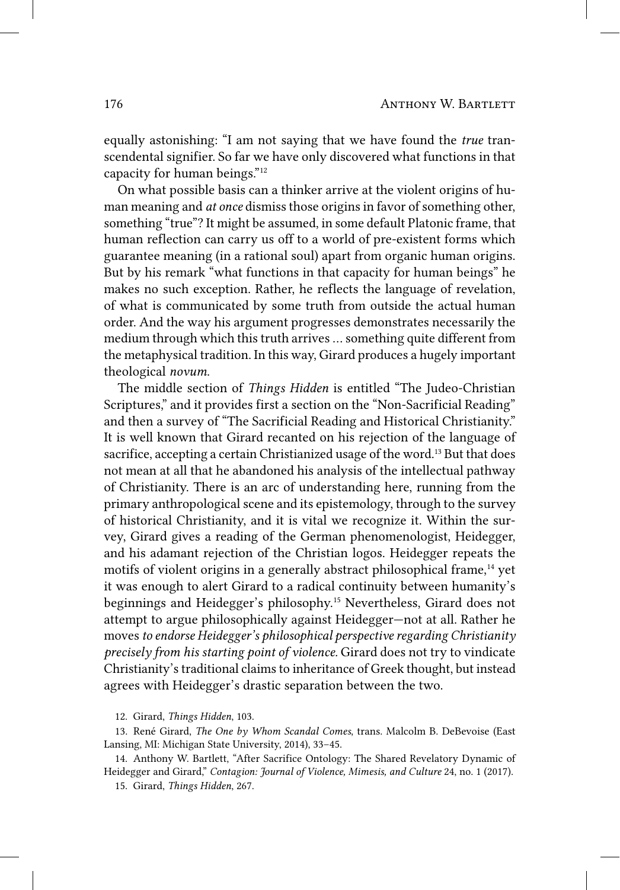equally astonishing: "I am not saying that we have found the *true* transcendental signifier. So far we have only discovered what functions in that capacity for human beings."[12]

On what possible basis can a thinker arrive at the violent origins of human meaning and *at once* dismiss those origins in favor of something other, something "true"? It might be assumed, in some default Platonic frame, that human reflection can carry us off to a world of pre-existent forms which guarantee meaning (in a rational soul) apart from organic human origins. But by his remark "what functions in that capacity for human beings" he makes no such exception. Rather, he reflects the language of revelation, of what is communicated by some truth from outside the actual human order. And the way his argument progresses demonstrates necessarily the medium through which this truth arrives … something quite different from the metaphysical tradition. In this way, Girard produces a hugely important theological *novum*.

The middle section of *Things Hidden* is entitled "The Judeo-Christian Scriptures," and it provides first a section on the "Non-Sacrificial Reading" and then a survey of "The Sacrificial Reading and Historical Christianity." It is well known that Girard recanted on his rejection of the language of sacrifice, accepting a certain Christianized usage of the word.[13] But that does not mean at all that he abandoned his analysis of the intellectual pathway of Christianity. There is an arc of understanding here, running from the primary anthropological scene and its epistemology, through to the survey of historical Christianity, and it is vital we recognize it. Within the survey, Girard gives a reading of the German phenomenologist, Heidegger, and his adamant rejection of the Christian logos. Heidegger repeats the motifs of violent origins in a generally abstract philosophical frame,[14] yet it was enough to alert Girard to a radical continuity between humanity's beginnings and Heidegger's philosophy.[15] Nevertheless, Girard does not attempt to argue philosophically against Heidegger—not at all. Rather he moves *to endorse Heidegger's philosophical perspective regarding Christianity precisely from his starting point of violence.* Girard does not try to vindicate Christianity's traditional claims to inheritance of Greek thought, but instead agrees with Heidegger's drastic separation between the two.

12. Girard, *Things Hidden*, 103.

13. René Girard, *The One by Whom Scandal Comes*, trans. Malcolm B. DeBevoise (East Lansing, MI: Michigan State University, 2014), 33–45.

14. Anthony W. Bartlett, "After Sacrifice Ontology: The Shared Revelatory Dynamic of Heidegger and Girard," *Contagion: Journal of Violence, Mimesis, and Culture* 24, no. 1 (2017).

15. Girard, *Things Hidden*, 267.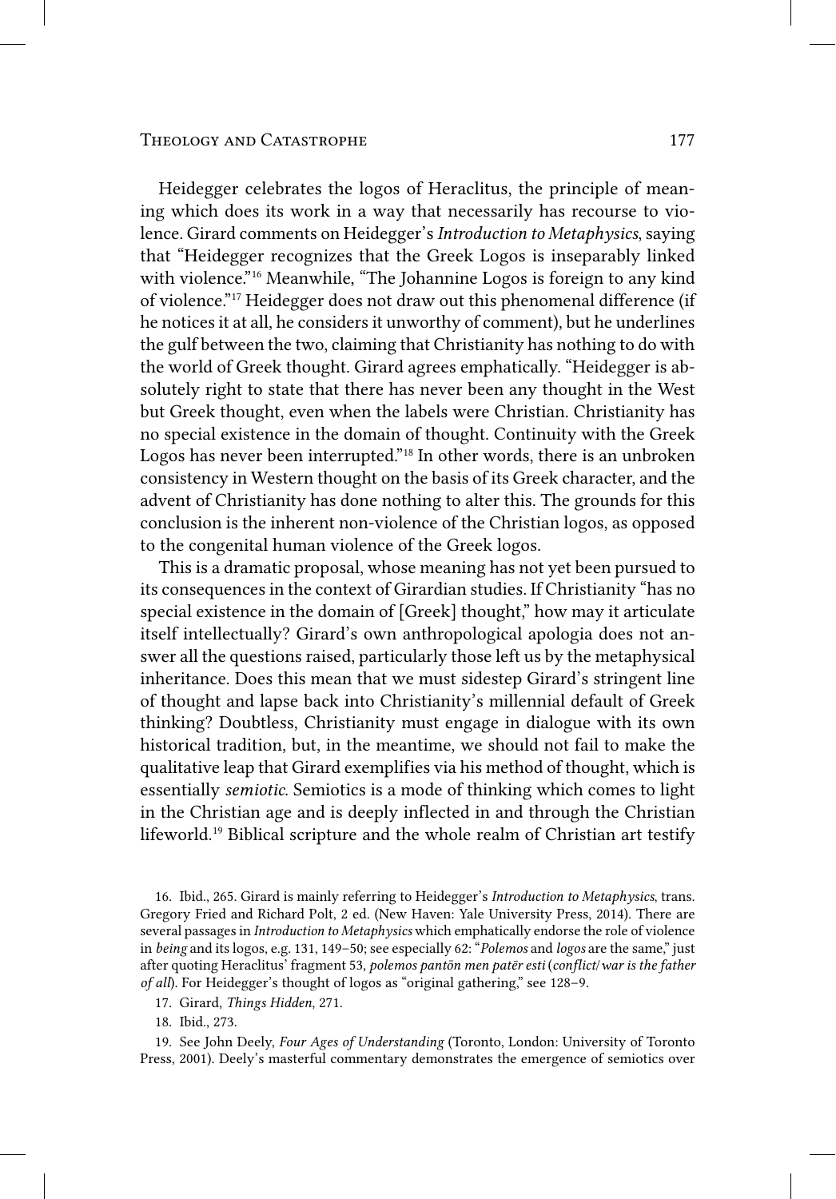Heidegger celebrates the logos of Heraclitus, the principle of meaning which does its work in a way that necessarily has recourse to violence. Girard comments on Heidegger's *Introduction to Metaphysics*, saying that "Heidegger recognizes that the Greek Logos is inseparably linked with violence."[16] Meanwhile, "The Johannine Logos is foreign to any kind of violence."[17] Heidegger does not draw out this phenomenal difference (if he notices it at all, he considers it unworthy of comment), but he underlines the gulf between the two, claiming that Christianity has nothing to do with the world of Greek thought. Girard agrees emphatically. "Heidegger is absolutely right to state that there has never been any thought in the West but Greek thought, even when the labels were Christian. Christianity has no special existence in the domain of thought. Continuity with the Greek Logos has never been interrupted."[18] In other words, there is an unbroken consistency in Western thought on the basis of its Greek character, and the advent of Christianity has done nothing to alter this. The grounds for this conclusion is the inherent non-violence of the Christian logos, as opposed to the congenital human violence of the Greek logos.

This is a dramatic proposal, whose meaning has not yet been pursued to its consequences in the context of Girardian studies. If Christianity "has no special existence in the domain of [Greek] thought," how may it articulate itself intellectually? Girard's own anthropological apologia does not answer all the questions raised, particularly those left us by the metaphysical inheritance. Does this mean that we must sidestep Girard's stringent line of thought and lapse back into Christianity's millennial default of Greek thinking? Doubtless, Christianity must engage in dialogue with its own historical tradition, but, in the meantime, we should not fail to make the qualitative leap that Girard exemplifies via his method of thought, which is essentially *semiotic*. Semiotics is a mode of thinking which comes to light in the Christian age and is deeply inflected in and through the Christian lifeworld.[19] Biblical scripture and the whole realm of Christian art testify

16. Ibid., 265. Girard is mainly referring to Heidegger's *Introduction to Metaphysics*, trans. Gregory Fried and Richard Polt, 2 ed. (New Haven: Yale University Press, 2014). There are several passages in *Introduction to Metaphysics* which emphatically endorse the role of violence in *being* and its logos, e.g. 131, 149–50; see especially 62: "*Polemos* and *logos* are the same," just after quoting Heraclitus' fragment 53, *polemos pantōn men patēr esti* (*conflict/war is the father of all*). For Heidegger's thought of logos as "original gathering," see 128–9.

17. Girard, *Things Hidden*, 271.

18. Ibid., 273.

19. See John Deely, *Four Ages of Understanding* (Toronto, London: University of Toronto Press, 2001). Deely's masterful commentary demonstrates the emergence of semiotics over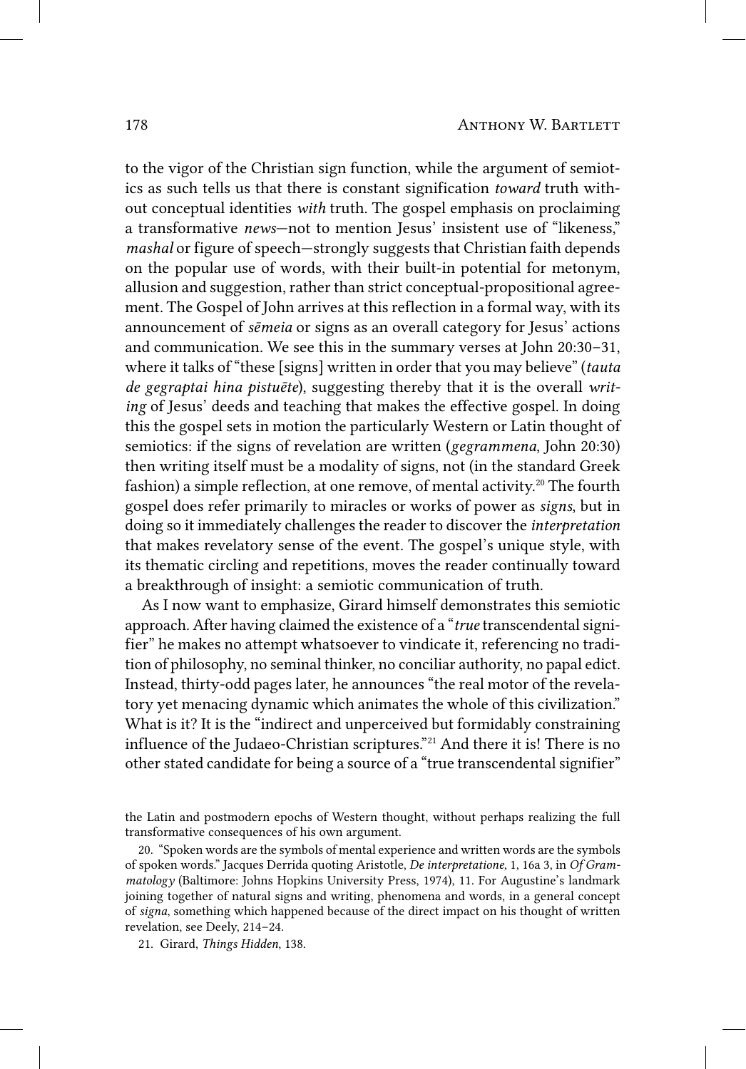to the vigor of the Christian sign function, while the argument of semiotics as such tells us that there is constant signification *toward* truth without conceptual identities *with* truth. The gospel emphasis on proclaiming a transformative *news*—not to mention Jesus' insistent use of "likeness," *mashal* or figure of speech—strongly suggests that Christian faith depends on the popular use of words, with their built-in potential for metonym, allusion and suggestion, rather than strict conceptual-propositional agreement. The Gospel of John arrives at this reflection in a formal way, with its announcement of *sēmeia* or signs as an overall category for Jesus' actions and communication. We see this in the summary verses at John 20:30–31, where it talks of "these [signs] written in order that you may believe" (*tauta de gegraptai hina pistuēte*), suggesting thereby that it is the overall *writing* of Jesus' deeds and teaching that makes the effective gospel. In doing this the gospel sets in motion the particularly Western or Latin thought of semiotics: if the signs of revelation are written (*gegrammena*, John 20:30) then writing itself must be a modality of signs, not (in the standard Greek fashion) a simple reflection, at one remove, of mental activity.[20] The fourth gospel does refer primarily to miracles or works of power as *signs*, but in doing so it immediately challenges the reader to discover the *interpretation* that makes revelatory sense of the event. The gospel's unique style, with its thematic circling and repetitions, moves the reader continually toward a breakthrough of insight: a semiotic communication of truth.

As I now want to emphasize, Girard himself demonstrates this semiotic approach. After having claimed the existence of a "*true* transcendental signifier" he makes no attempt whatsoever to vindicate it, referencing no tradition of philosophy, no seminal thinker, no conciliar authority, no papal edict. Instead, thirty-odd pages later, he announces "the real motor of the revelatory yet menacing dynamic which animates the whole of this civilization." What is it? It is the "indirect and unperceived but formidably constraining influence of the Judaeo-Christian scriptures."[21] And there it is! There is no other stated candidate for being a source of a "true transcendental signifier"

---

the Latin and postmodern epochs of Western thought, without perhaps realizing the full transformative consequences of his own argument.

20. "Spoken words are the symbols of mental experience and written words are the symbols of spoken words." Jacques Derrida quoting Aristotle, *De interpretatione*, 1, 16a 3, in *Of Grammatology* (Baltimore: Johns Hopkins University Press, 1974), 11. For Augustine's landmark joining together of natural signs and writing, phenomena and words, in a general concept of *signa*, something which happened because of the direct impact on his thought of written revelation, see Deely, 214–24.

21. Girard, *Things Hidden*, 138.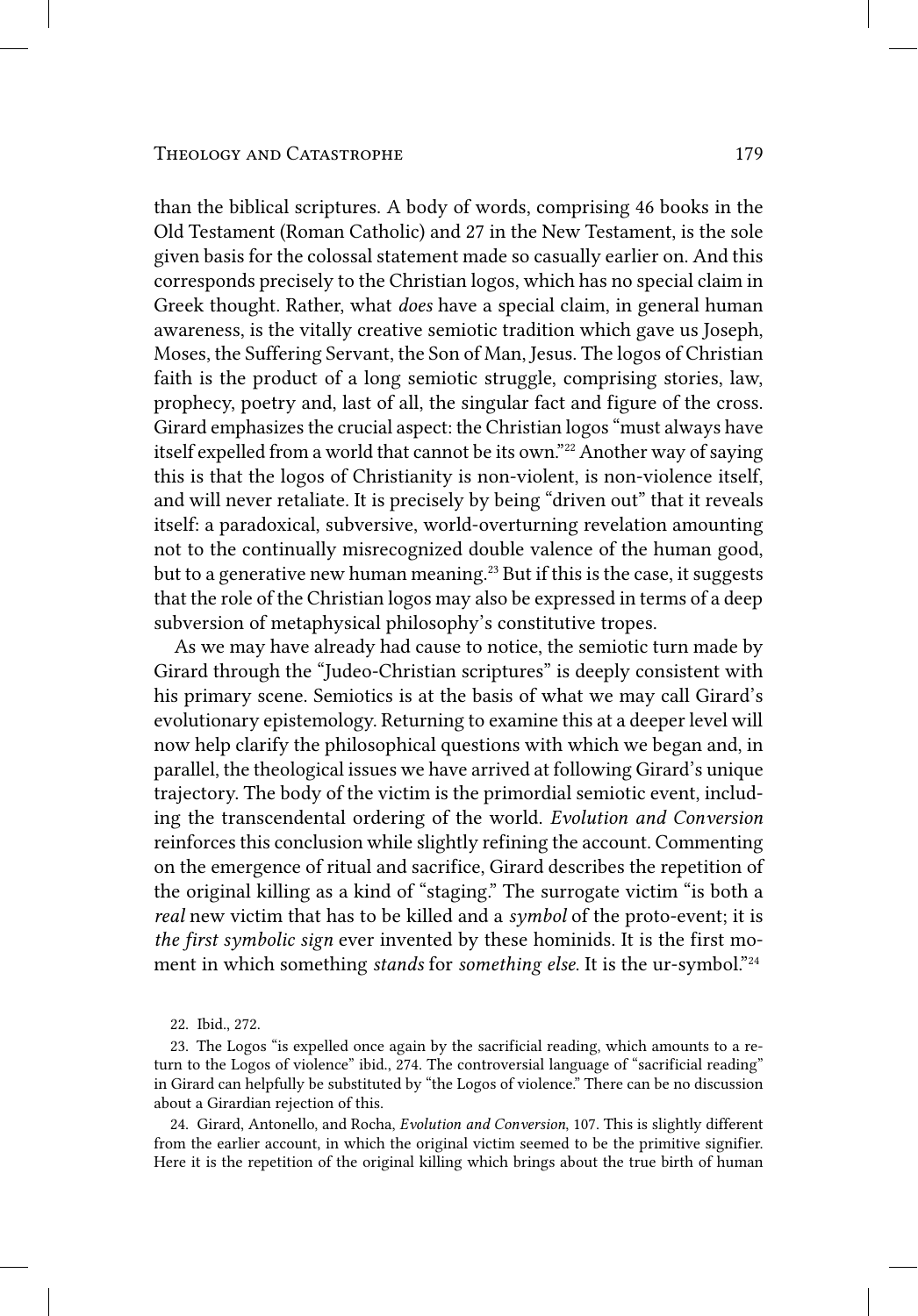than the biblical scriptures. A body of words, comprising 46 books in the Old Testament (Roman Catholic) and 27 in the New Testament, is the sole given basis for the colossal statement made so casually earlier on. And this corresponds precisely to the Christian logos, which has no special claim in Greek thought. Rather, what *does* have a special claim, in general human awareness, is the vitally creative semiotic tradition which gave us Joseph, Moses, the Suffering Servant, the Son of Man, Jesus. The logos of Christian faith is the product of a long semiotic struggle, comprising stories, law, prophecy, poetry and, last of all, the singular fact and figure of the cross. Girard emphasizes the crucial aspect: the Christian logos "must always have itself expelled from a world that cannot be its own."[22] Another way of saying this is that the logos of Christianity is non-violent, is non-violence itself, and will never retaliate. It is precisely by being "driven out" that it reveals itself: a paradoxical, subversive, world-overturning revelation amounting not to the continually misrecognized double valence of the human good, but to a generative new human meaning.[23] But if this is the case, it suggests that the role of the Christian logos may also be expressed in terms of a deep subversion of metaphysical philosophy's constitutive tropes.

As we may have already had cause to notice, the semiotic turn made by Girard through the "Judeo-Christian scriptures" is deeply consistent with his primary scene. Semiotics is at the basis of what we may call Girard's evolutionary epistemology. Returning to examine this at a deeper level will now help clarify the philosophical questions with which we began and, in parallel, the theological issues we have arrived at following Girard's unique trajectory. The body of the victim is the primordial semiotic event, including the transcendental ordering of the world. *Evolution and Conversion* reinforces this conclusion while slightly refining the account. Commenting on the emergence of ritual and sacrifice, Girard describes the repetition of the original killing as a kind of "staging." The surrogate victim "is both a *real* new victim that has to be killed and a *symbol* of the proto-event; it is *the first symbolic sign* ever invented by these hominids. It is the first moment in which something *stands* for *something else*. It is the ur-symbol."[24]

22. Ibid., 272.

23. The Logos "is expelled once again by the sacrificial reading, which amounts to a return to the Logos of violence" ibid., 274. The controversial language of "sacrificial reading" in Girard can helpfully be substituted by "the Logos of violence." There can be no discussion about a Girardian rejection of this.

24. Girard, Antonello, and Rocha, *Evolution and Conversion*, 107. This is slightly different from the earlier account, in which the original victim seemed to be the primitive signifier. Here it is the repetition of the original killing which brings about the true birth of human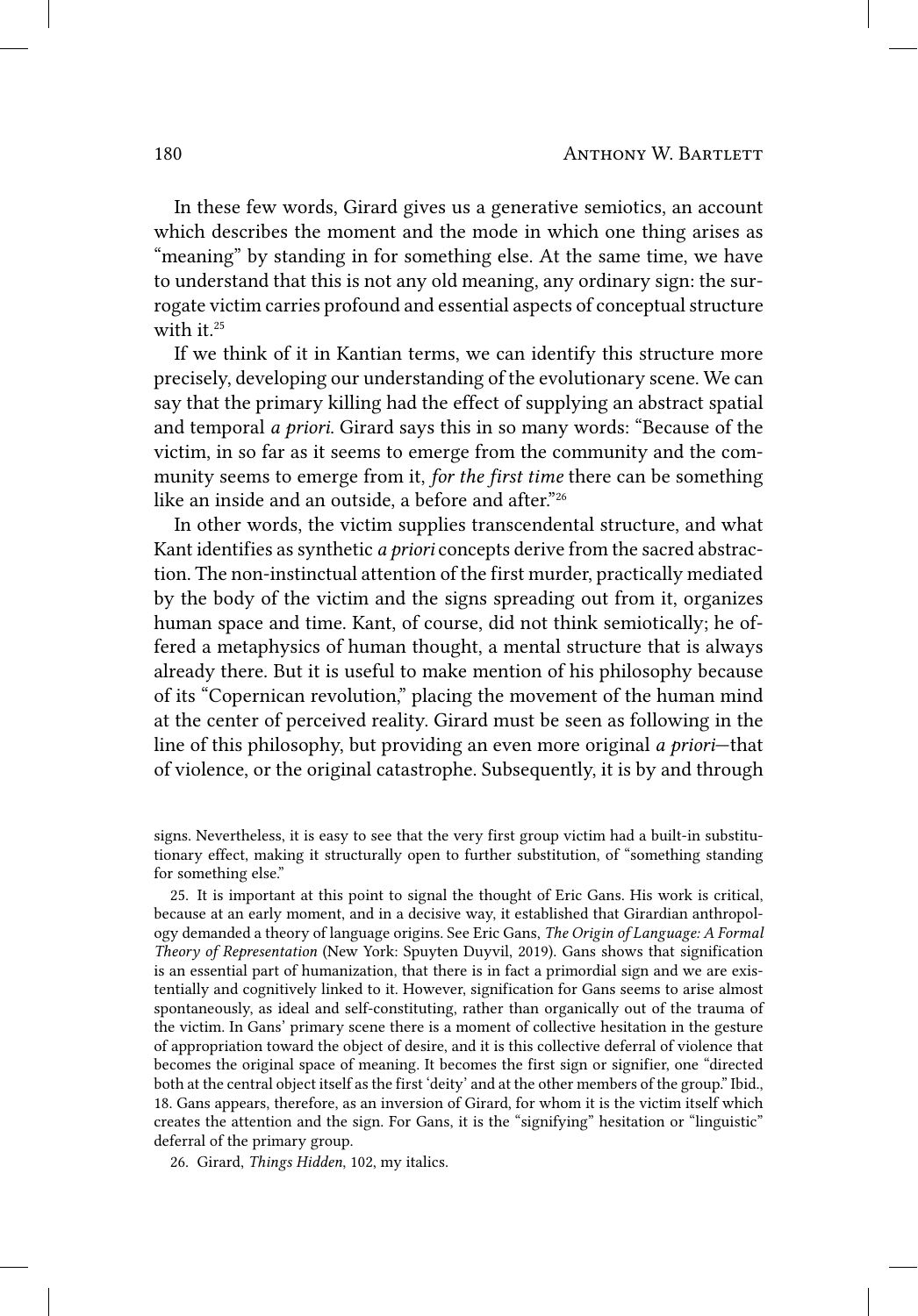In these few words, Girard gives us a generative semiotics, an account which describes the moment and the mode in which one thing arises as "meaning" by standing in for something else. At the same time, we have to understand that this is not any old meaning, any ordinary sign: the surrogate victim carries profound and essential aspects of conceptual structure with it.[25]

If we think of it in Kantian terms, we can identify this structure more precisely, developing our understanding of the evolutionary scene. We can say that the primary killing had the effect of supplying an abstract spatial and temporal *a priori*. Girard says this in so many words: "Because of the victim, in so far as it seems to emerge from the community and the community seems to emerge from it, *for the first time* there can be something like an inside and an outside, a before and after."[26]

In other words, the victim supplies transcendental structure, and what Kant identifies as synthetic *a priori* concepts derive from the sacred abstraction. The non-instinctual attention of the first murder, practically mediated by the body of the victim and the signs spreading out from it, organizes human space and time. Kant, of course, did not think semiotically; he offered a metaphysics of human thought, a mental structure that is always already there. But it is useful to make mention of his philosophy because of its "Copernican revolution," placing the movement of the human mind at the center of perceived reality. Girard must be seen as following in the line of this philosophy, but providing an even more original *a priori*—that of violence, or the original catastrophe. Subsequently, it is by and through

signs. Nevertheless, it is easy to see that the very first group victim had a built-in substitutionary effect, making it structurally open to further substitution, of "something standing for something else."

25. It is important at this point to signal the thought of Eric Gans. His work is critical, because at an early moment, and in a decisive way, it established that Girardian anthropology demanded a theory of language origins. See Eric Gans, *The Origin of Language: A Formal Theory of Representation* (New York: Spuyten Duyvil, 2019). Gans shows that signification is an essential part of humanization, that there is in fact a primordial sign and we are existentially and cognitively linked to it. However, signification for Gans seems to arise almost spontaneously, as ideal and self-constituting, rather than organically out of the trauma of the victim. In Gans' primary scene there is a moment of collective hesitation in the gesture of appropriation toward the object of desire, and it is this collective deferral of violence that becomes the original space of meaning. It becomes the first sign or signifier, one "directed both at the central object itself as the first 'deity' and at the other members of the group." Ibid., 18. Gans appears, therefore, as an inversion of Girard, for whom it is the victim itself which creates the attention and the sign. For Gans, it is the "signifying" hesitation or "linguistic" deferral of the primary group.

26. Girard, *Things Hidden*, 102, my italics.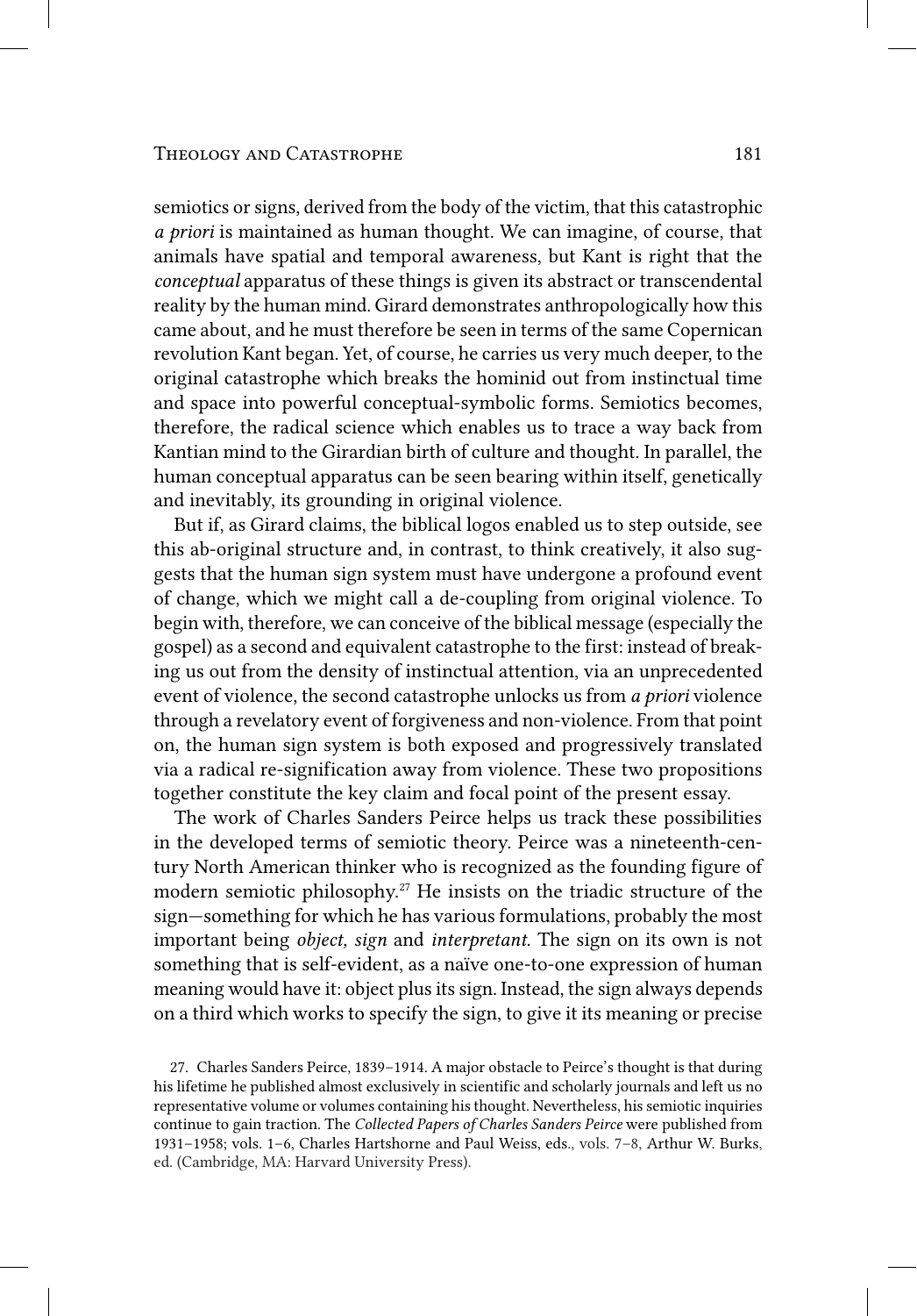semiotics or signs, derived from the body of the victim, that this catastrophic *a priori* is maintained as human thought. We can imagine, of course, that animals have spatial and temporal awareness, but Kant is right that the *conceptual* apparatus of these things is given its abstract or transcendental reality by the human mind. Girard demonstrates anthropologically how this came about, and he must therefore be seen in terms of the same Copernican revolution Kant began. Yet, of course, he carries us very much deeper, to the original catastrophe which breaks the hominid out from instinctual time and space into powerful conceptual-symbolic forms. Semiotics becomes, therefore, the radical science which enables us to trace a way back from Kantian mind to the Girardian birth of culture and thought. In parallel, the human conceptual apparatus can be seen bearing within itself, genetically and inevitably, its grounding in original violence.

But if, as Girard claims, the biblical logos enabled us to step outside, see this ab-original structure and, in contrast, to think creatively, it also suggests that the human sign system must have undergone a profound event of change, which we might call a de-coupling from original violence. To begin with, therefore, we can conceive of the biblical message (especially the gospel) as a second and equivalent catastrophe to the first: instead of breaking us out from the density of instinctual attention, via an unprecedented event of violence, the second catastrophe unlocks us from *a priori* violence through a revelatory event of forgiveness and non-violence. From that point on, the human sign system is both exposed and progressively translated via a radical re-signification away from violence. These two propositions together constitute the key claim and focal point of the present essay.

The work of Charles Sanders Peirce helps us track these possibilities in the developed terms of semiotic theory. Peirce was a nineteenth-century North American thinker who is recognized as the founding figure of modern semiotic philosophy.[27] He insists on the triadic structure of the sign—something for which he has various formulations, probably the most important being *object, sign* and *interpretant*. The sign on its own is not something that is self-evident, as a naïve one-to-one expression of human meaning would have it: object plus its sign. Instead, the sign always depends on a third which works to specify the sign, to give it its meaning or precise

27. Charles Sanders Peirce, 1839–1914. A major obstacle to Peirce's thought is that during his lifetime he published almost exclusively in scientific and scholarly journals and left us no representative volume or volumes containing his thought. Nevertheless, his semiotic inquiries continue to gain traction. The *Collected Papers of Charles Sanders Peirce* were published from 1931–1958; vols. 1–6, Charles Hartshorne and Paul Weiss, eds., vols. 7–8, Arthur W. Burks, ed. (Cambridge, MA: Harvard University Press).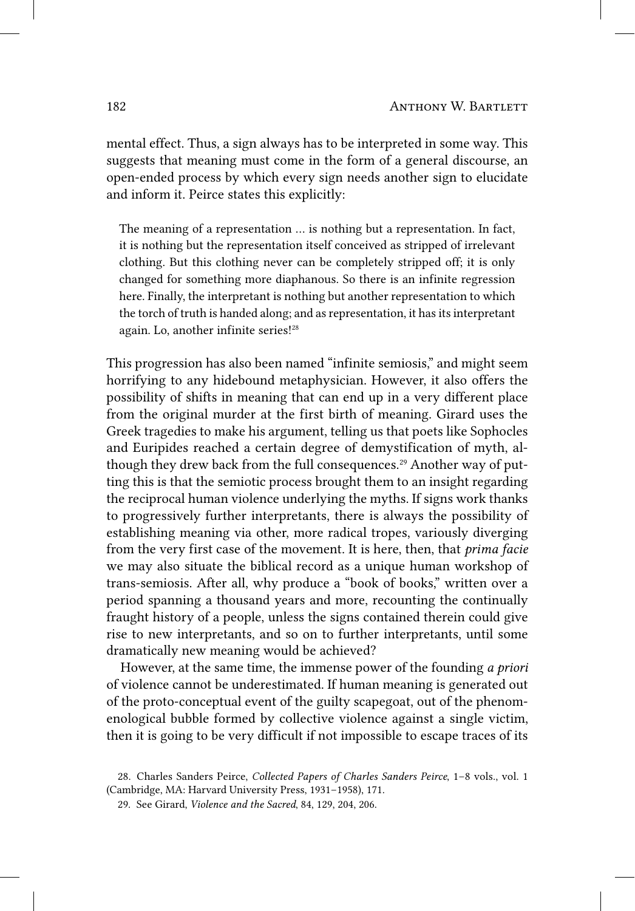mental effect. Thus, a sign always has to be interpreted in some way. This suggests that meaning must come in the form of a general discourse, an open-ended process by which every sign needs another sign to elucidate and inform it. Peirce states this explicitly:

> The meaning of a representation … is nothing but a representation. In fact, it is nothing but the representation itself conceived as stripped of irrelevant clothing. But this clothing never can be completely stripped off; it is only changed for something more diaphanous. So there is an infinite regression here. Finally, the interpretant is nothing but another representation to which the torch of truth is handed along; and as representation, it has its interpretant again. Lo, another infinite series![28]

This progression has also been named "infinite semiosis," and might seem horrifying to any hidebound metaphysician. However, it also offers the possibility of shifts in meaning that can end up in a very different place from the original murder at the first birth of meaning. Girard uses the Greek tragedies to make his argument, telling us that poets like Sophocles and Euripides reached a certain degree of demystification of myth, although they drew back from the full consequences.[29] Another way of putting this is that the semiotic process brought them to an insight regarding the reciprocal human violence underlying the myths. If signs work thanks to progressively further interpretants, there is always the possibility of establishing meaning via other, more radical tropes, variously diverging from the very first case of the movement. It is here, then, that *prima facie* we may also situate the biblical record as a unique human workshop of trans-semiosis. After all, why produce a "book of books," written over a period spanning a thousand years and more, recounting the continually fraught history of a people, unless the signs contained therein could give rise to new interpretants, and so on to further interpretants, until some dramatically new meaning would be achieved?

However, at the same time, the immense power of the founding *a priori* of violence cannot be underestimated. If human meaning is generated out of the proto-conceptual event of the guilty scapegoat, out of the phenomenological bubble formed by collective violence against a single victim, then it is going to be very difficult if not impossible to escape traces of its

28. Charles Sanders Peirce, *Collected Papers of Charles Sanders Peirce*, 1–8 vols., vol. 1 (Cambridge, MA: Harvard University Press, 1931–1958), 171.

29. See Girard, *Violence and the Sacred*, 84, 129, 204, 206.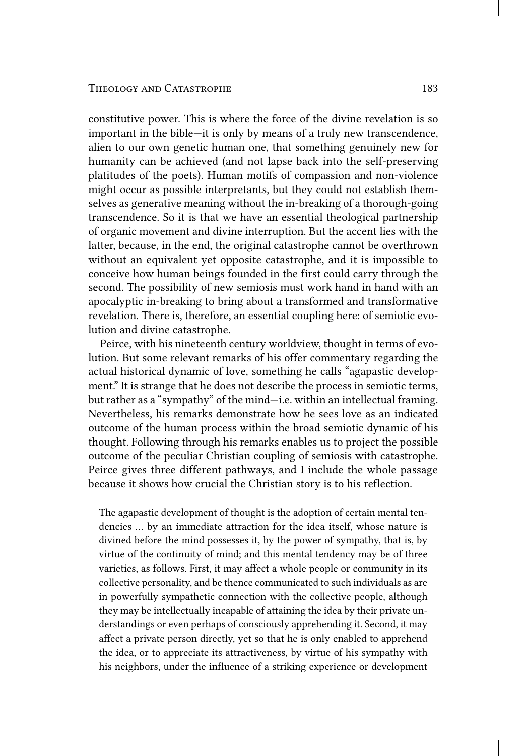constitutive power. This is where the force of the divine revelation is so important in the bible—it is only by means of a truly new transcendence, alien to our own genetic human one, that something genuinely new for humanity can be achieved (and not lapse back into the self-preserving platitudes of the poets). Human motifs of compassion and non-violence might occur as possible interpretants, but they could not establish themselves as generative meaning without the in-breaking of a thorough-going transcendence. So it is that we have an essential theological partnership of organic movement and divine interruption. But the accent lies with the latter, because, in the end, the original catastrophe cannot be overthrown without an equivalent yet opposite catastrophe, and it is impossible to conceive how human beings founded in the first could carry through the second. The possibility of new semiosis must work hand in hand with an apocalyptic in-breaking to bring about a transformed and transformative revelation. There is, therefore, an essential coupling here: of semiotic evolution and divine catastrophe.

Peirce, with his nineteenth century worldview, thought in terms of evolution. But some relevant remarks of his offer commentary regarding the actual historical dynamic of love, something he calls "agapastic development." It is strange that he does not describe the process in semiotic terms, but rather as a "sympathy" of the mind—i.e. within an intellectual framing. Nevertheless, his remarks demonstrate how he sees love as an indicated outcome of the human process within the broad semiotic dynamic of his thought. Following through his remarks enables us to project the possible outcome of the peculiar Christian coupling of semiosis with catastrophe. Peirce gives three different pathways, and I include the whole passage because it shows how crucial the Christian story is to his reflection.

> The agapastic development of thought is the adoption of certain mental tendencies … by an immediate attraction for the idea itself, whose nature is divined before the mind possesses it, by the power of sympathy, that is, by virtue of the continuity of mind; and this mental tendency may be of three varieties, as follows. First, it may affect a whole people or community in its collective personality, and be thence communicated to such individuals as are in powerfully sympathetic connection with the collective people, although they may be intellectually incapable of attaining the idea by their private understandings or even perhaps of consciously apprehending it. Second, it may affect a private person directly, yet so that he is only enabled to apprehend the idea, or to appreciate its attractiveness, by virtue of his sympathy with his neighbors, under the influence of a striking experience or development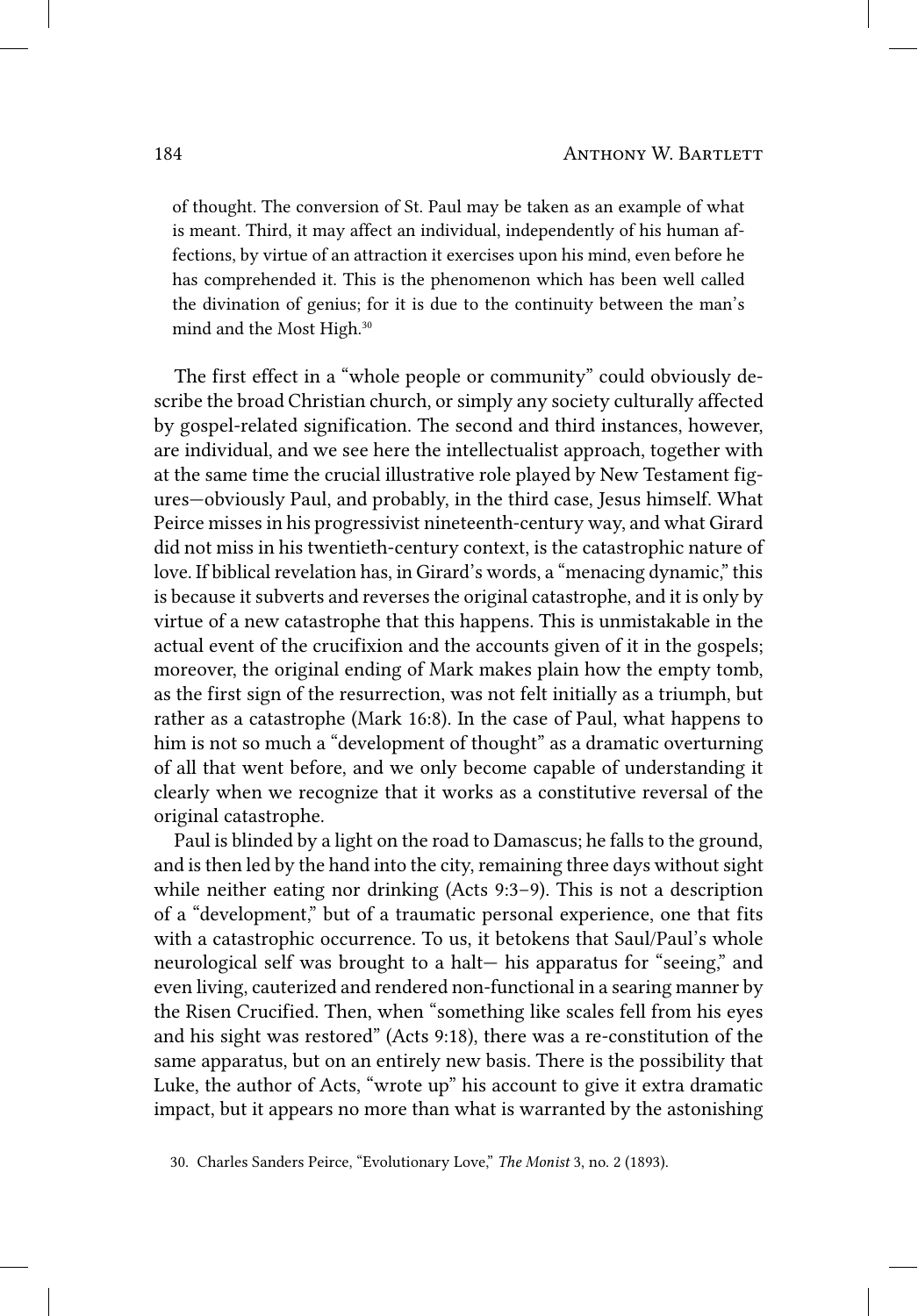> of thought. The conversion of St. Paul may be taken as an example of what is meant. Third, it may affect an individual, independently of his human affections, by virtue of an attraction it exercises upon his mind, even before he has comprehended it. This is the phenomenon which has been well called the divination of genius; for it is due to the continuity between the man's mind and the Most High.[30]

The first effect in a "whole people or community" could obviously describe the broad Christian church, or simply any society culturally affected by gospel-related signification. The second and third instances, however, are individual, and we see here the intellectualist approach, together with at the same time the crucial illustrative role played by New Testament figures—obviously Paul, and probably, in the third case, Jesus himself. What Peirce misses in his progressivist nineteenth-century way, and what Girard did not miss in his twentieth-century context, is the catastrophic nature of love. If biblical revelation has, in Girard's words, a "menacing dynamic," this is because it subverts and reverses the original catastrophe, and it is only by virtue of a new catastrophe that this happens. This is unmistakable in the actual event of the crucifixion and the accounts given of it in the gospels; moreover, the original ending of Mark makes plain how the empty tomb, as the first sign of the resurrection, was not felt initially as a triumph, but rather as a catastrophe (Mark 16:8). In the case of Paul, what happens to him is not so much a "development of thought" as a dramatic overturning of all that went before, and we only become capable of understanding it clearly when we recognize that it works as a constitutive reversal of the original catastrophe.

Paul is blinded by a light on the road to Damascus; he falls to the ground, and is then led by the hand into the city, remaining three days without sight while neither eating nor drinking (Acts 9:3–9). This is not a description of a "development," but of a traumatic personal experience, one that fits with a catastrophic occurrence. To us, it betokens that Saul/Paul's whole neurological self was brought to a halt— his apparatus for "seeing," and even living, cauterized and rendered non-functional in a searing manner by the Risen Crucified. Then, when "something like scales fell from his eyes and his sight was restored" (Acts 9:18), there was a re-constitution of the same apparatus, but on an entirely new basis. There is the possibility that Luke, the author of Acts, "wrote up" his account to give it extra dramatic impact, but it appears no more than what is warranted by the astonishing

30. Charles Sanders Peirce, "Evolutionary Love," *The Monist* 3, no. 2 (1893).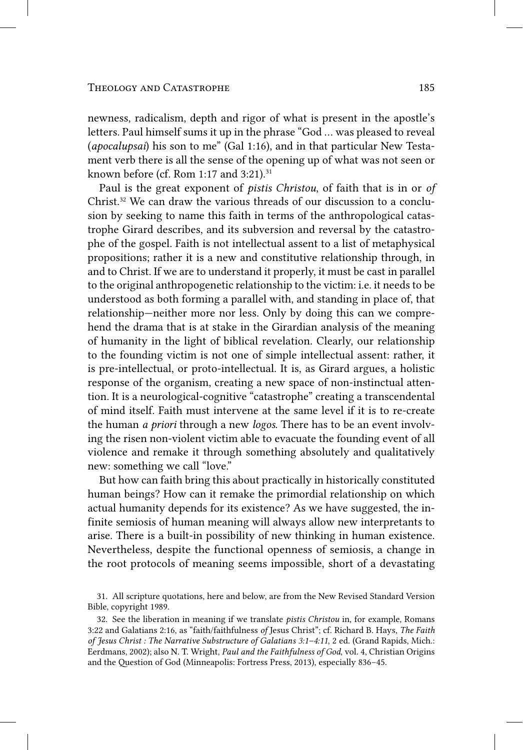newness, radicalism, depth and rigor of what is present in the apostle's letters. Paul himself sums it up in the phrase "God … was pleased to reveal (*apocalupsai*) his son to me" (Gal 1:16), and in that particular New Testament verb there is all the sense of the opening up of what was not seen or known before (cf. Rom 1:17 and 3:21).[31]

Paul is the great exponent of *pistis Christou*, of faith that is in or *of* Christ.[32] We can draw the various threads of our discussion to a conclusion by seeking to name this faith in terms of the anthropological catastrophe Girard describes, and its subversion and reversal by the catastrophe of the gospel. Faith is not intellectual assent to a list of metaphysical propositions; rather it is a new and constitutive relationship through, in and to Christ. If we are to understand it properly, it must be cast in parallel to the original anthropogenetic relationship to the victim: i.e. it needs to be understood as both forming a parallel with, and standing in place of, that relationship—neither more nor less. Only by doing this can we comprehend the drama that is at stake in the Girardian analysis of the meaning of humanity in the light of biblical revelation. Clearly, our relationship to the founding victim is not one of simple intellectual assent: rather, it is pre-intellectual, or proto-intellectual. It is, as Girard argues, a holistic response of the organism, creating a new space of non-instinctual attention. It is a neurological-cognitive "catastrophe" creating a transcendental of mind itself. Faith must intervene at the same level if it is to re-create the human *a priori* through a new *logos*. There has to be an event involving the risen non-violent victim able to evacuate the founding event of all violence and remake it through something absolutely and qualitatively new: something we call "love."

But how can faith bring this about practically in historically constituted human beings? How can it remake the primordial relationship on which actual humanity depends for its existence? As we have suggested, the infinite semiosis of human meaning will always allow new interpretants to arise. There is a built-in possibility of new thinking in human existence. Nevertheless, despite the functional openness of semiosis, a change in the root protocols of meaning seems impossible, short of a devastating

31. All scripture quotations, here and below, are from the New Revised Standard Version Bible, copyright 1989.

32. See the liberation in meaning if we translate *pistis Christou* in, for example, Romans 3:22 and Galatians 2:16, as "faith/faithfulness *of* Jesus Christ"; cf. Richard B. Hays, *The Faith of Jesus Christ : The Narrative Substructure of Galatians 3:1–4:11*, 2 ed. (Grand Rapids, Mich.: Eerdmans, 2002); also N. T. Wright, *Paul and the Faithfulness of God*, vol. 4, Christian Origins and the Question of God (Minneapolis: Fortress Press, 2013), especially 836–45.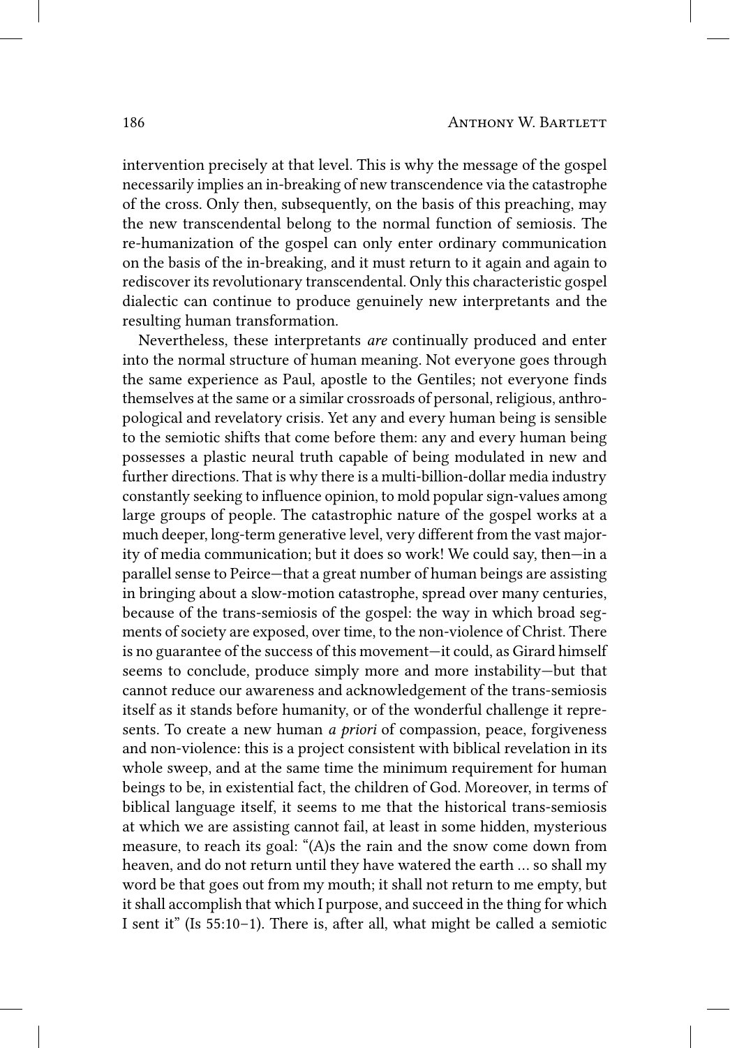intervention precisely at that level. This is why the message of the gospel necessarily implies an in-breaking of new transcendence via the catastrophe of the cross. Only then, subsequently, on the basis of this preaching, may the new transcendental belong to the normal function of semiosis. The re-humanization of the gospel can only enter ordinary communication on the basis of the in-breaking, and it must return to it again and again to rediscover its revolutionary transcendental. Only this characteristic gospel dialectic can continue to produce genuinely new interpretants and the resulting human transformation.

Nevertheless, these interpretants *are* continually produced and enter into the normal structure of human meaning. Not everyone goes through the same experience as Paul, apostle to the Gentiles; not everyone finds themselves at the same or a similar crossroads of personal, religious, anthropological and revelatory crisis. Yet any and every human being is sensible to the semiotic shifts that come before them: any and every human being possesses a plastic neural truth capable of being modulated in new and further directions. That is why there is a multi-billion-dollar media industry constantly seeking to influence opinion, to mold popular sign-values among large groups of people. The catastrophic nature of the gospel works at a much deeper, long-term generative level, very different from the vast majority of media communication; but it does so work! We could say, then—in a parallel sense to Peirce—that a great number of human beings are assisting in bringing about a slow-motion catastrophe, spread over many centuries, because of the trans-semiosis of the gospel: the way in which broad segments of society are exposed, over time, to the non-violence of Christ. There is no guarantee of the success of this movement—it could, as Girard himself seems to conclude, produce simply more and more instability—but that cannot reduce our awareness and acknowledgement of the trans-semiosis itself as it stands before humanity, or of the wonderful challenge it represents. To create a new human *a priori* of compassion, peace, forgiveness and non-violence: this is a project consistent with biblical revelation in its whole sweep, and at the same time the minimum requirement for human beings to be, in existential fact, the children of God. Moreover, in terms of biblical language itself, it seems to me that the historical trans-semiosis at which we are assisting cannot fail, at least in some hidden, mysterious measure, to reach its goal: "(A)s the rain and the snow come down from heaven, and do not return until they have watered the earth … so shall my word be that goes out from my mouth; it shall not return to me empty, but it shall accomplish that which I purpose, and succeed in the thing for which I sent it" (Is 55:10–1). There is, after all, what might be called a semiotic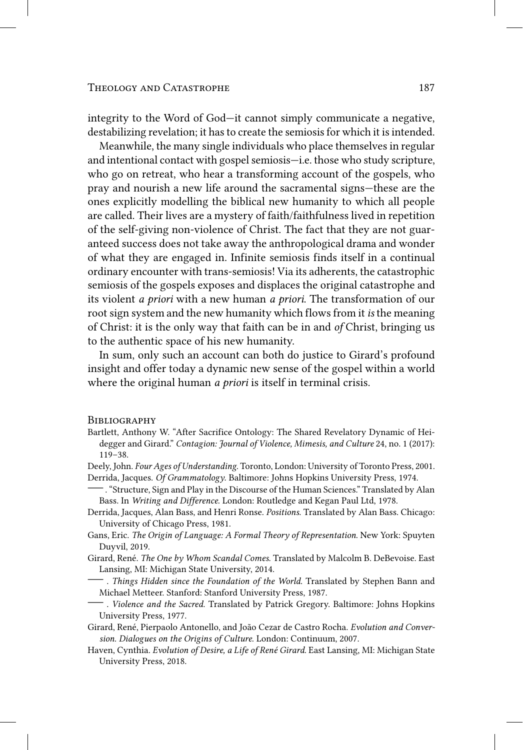integrity to the Word of God—it cannot simply communicate a negative, destabilizing revelation; it has to create the semiosis for which it is intended.

Meanwhile, the many single individuals who place themselves in regular and intentional contact with gospel semiosis—i.e. those who study scripture, who go on retreat, who hear a transforming account of the gospels, who pray and nourish a new life around the sacramental signs—these are the ones explicitly modelling the biblical new humanity to which all people are called. Their lives are a mystery of faith/faithfulness lived in repetition of the self-giving non-violence of Christ. The fact that they are not guaranteed success does not take away the anthropological drama and wonder of what they are engaged in. Infinite semiosis finds itself in a continual ordinary encounter with trans-semiosis! Via its adherents, the catastrophic semiosis of the gospels exposes and displaces the original catastrophe and its violent *a priori* with a new human *a priori*. The transformation of our root sign system and the new humanity which flows from it *is* the meaning of Christ: it is the only way that faith can be in and *of* Christ, bringing us to the authentic space of his new humanity.

In sum, only such an account can both do justice to Girard's profound insight and offer today a dynamic new sense of the gospel within a world where the original human *a priori* is itself in terminal crisis.

## Bibliography

Bartlett, Anthony W. "After Sacrifice Ontology: The Shared Revelatory Dynamic of Heidegger and Girard." *Contagion: Journal of Violence, Mimesis, and Culture* 24, no. 1 (2017): 119–38.

Deely, John. *Four Ages of Understanding*. Toronto, London: University of Toronto Press, 2001.

Derrida, Jacques. *Of Grammatology*. Baltimore: Johns Hopkins University Press, 1974.

——— . "Structure, Sign and Play in the Discourse of the Human Sciences." Translated by Alan Bass. In *Writing and Difference*. London: Routledge and Kegan Paul Ltd, 1978.

Derrida, Jacques, Alan Bass, and Henri Ronse. *Positions*. Translated by Alan Bass. Chicago: University of Chicago Press, 1981.

Gans, Eric. *The Origin of Language: A Formal Theory of Representation*. New York: Spuyten Duyvil, 2019.

Girard, René. *The One by Whom Scandal Comes*. Translated by Malcolm B. DeBevoise. East Lansing, MI: Michigan State University, 2014.

——— . *Things Hidden since the Foundation of the World*. Translated by Stephen Bann and Michael Metteer. Stanford: Stanford University Press, 1987.

——— . *Violence and the Sacred*. Translated by Patrick Gregory. Baltimore: Johns Hopkins University Press, 1977.

Girard, René, Pierpaolo Antonello, and João Cezar de Castro Rocha. *Evolution and Conversion. Dialogues on the Origins of Culture*. London: Continuum, 2007.

Haven, Cynthia. *Evolution of Desire, a Life of René Girard*. East Lansing, MI: Michigan State University Press, 2018.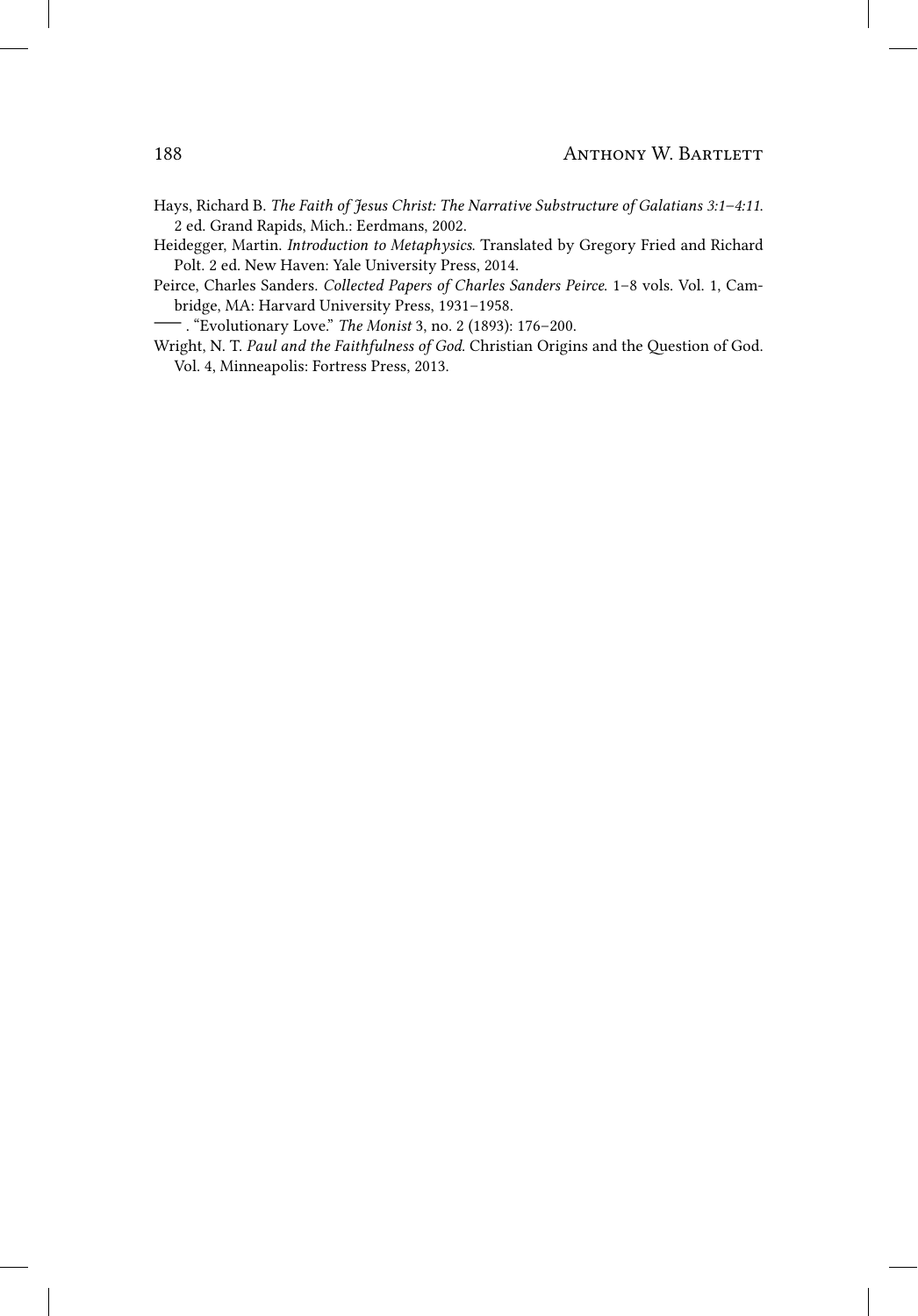Hays, Richard B. *The Faith of Jesus Christ: The Narrative Substructure of Galatians 3:1–4:11*. 2 ed. Grand Rapids, Mich.: Eerdmans, 2002.

Heidegger, Martin. *Introduction to Metaphysics*. Translated by Gregory Fried and Richard Polt. 2 ed. New Haven: Yale University Press, 2014.

Peirce, Charles Sanders. *Collected Papers of Charles Sanders Peirce*. 1–8 vols. Vol. 1, Cambridge, MA: Harvard University Press, 1931–1958.

——— . "Evolutionary Love." *The Monist* 3, no. 2 (1893): 176–200.

Wright, N. T. *Paul and the Faithfulness of God*. Christian Origins and the Question of God. Vol. 4, Minneapolis: Fortress Press, 2013.